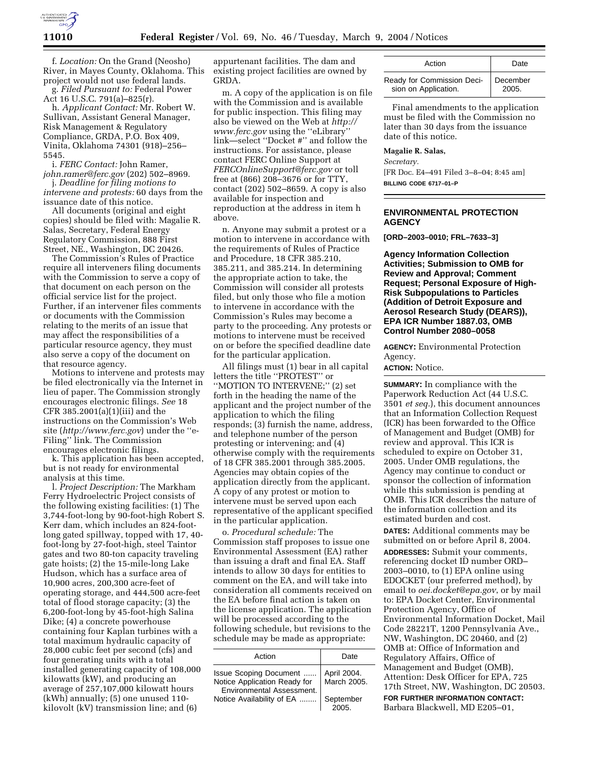f. *Location:* On the Grand (Neosho) River, in Mayes County, Oklahoma. This project would not use federal lands.

g. *Filed Pursuant to:* Federal Power Act 16 U.S.C. 791(a)–825(r).

h. *Applicant Contact:* Mr. Robert W. Sullivan, Assistant General Manager, Risk Management & Regulatory Compliance, GRDA, P.O. Box 409, Vinita, Oklahoma 74301 (918)–256–5545.

i. *FERC Contact:* John Ramer, *john.ramer@ferc.gov* (202) 502–8969.

j. *Deadline for filing motions to intervene and protests:* 60 days from the issuance date of this notice.

All documents (original and eight copies) should be filed with: Magalie R. Salas, Secretary, Federal Energy Regulatory Commission, 888 First Street, NE., Washington, DC 20426.

The Commission's Rules of Practice require all interveners filing documents with the Commission to serve a copy of that document on each person on the official service list for the project. Further, if an intervener files comments or documents with the Commission relating to the merits of an issue that may affect the responsibilities of a particular resource agency, they must also serve a copy of the document on that resource agency.

Motions to intervene and protests may be filed electronically via the Internet in lieu of paper. The Commission strongly encourages electronic filings. *See* 18 CFR 385.2001(a)(1)(iii) and the instructions on the Commission's Web site (*http://www.ferc.gov*) under the ''e-Filing'' link. The Commission encourages electronic filings.

k. This application has been accepted, but is not ready for environmental analysis at this time.

l. *Project Description:* The Markham Ferry Hydroelectric Project consists of the following existing facilities: (1) The 3,744-foot-long by 90-foot-high Robert S. Kerr dam, which includes an 824-foot-long gated spillway, topped with 17, 40-foot-long by 27-foot-high, steel Taintor gates and two 80-ton capacity traveling gate hoists; (2) the 15-mile-long Lake Hudson, which has a surface area of 10,900 acres, 200,300 acre-feet of operating storage, and 444,500 acre-feet total of flood storage capacity; (3) the 6,200-foot-long by 45-foot-high Salina Dike; (4) a concrete powerhouse containing four Kaplan turbines with a total maximum hydraulic capacity of 28,000 cubic feet per second (cfs) and four generating units with a total installed generating capacity of 108,000 kilowatts (kW), and producing an average of 257,107,000 kilowatt hours (kWh) annually; (5) one unused 110-kilovolt (kV) transmission line; and (6) appurtenant facilities. The dam and existing project facilities are owned by GRDA.

m. A copy of the application is on file with the Commission and is available for public inspection. This filing may also be viewed on the Web at *http://www.ferc.gov* using the ''eLibrary'' link—select ''Docket #'' and follow the instructions. For assistance, please contact FERC Online Support at *FERCOnlineSupport@ferc.gov* or toll free at (866) 208–3676 or for TTY, contact (202) 502–8659. A copy is also available for inspection and reproduction at the address in item h above.

n. Anyone may submit a protest or a motion to intervene in accordance with the requirements of Rules of Practice and Procedure, 18 CFR 385.210, 385.211, and 385.214. In determining the appropriate action to take, the Commission will consider all protests filed, but only those who file a motion to intervene in accordance with the Commission's Rules may become a party to the proceeding. Any protests or motions to intervene must be received on or before the specified deadline date for the particular application.

All filings must (1) bear in all capital letters the title ''PROTEST'' or ''MOTION TO INTERVENE;'' (2) set forth in the heading the name of the applicant and the project number of the application to which the filing responds; (3) furnish the name, address, and telephone number of the person protesting or intervening; and (4) otherwise comply with the requirements of 18 CFR 385.2001 through 385.2005. Agencies may obtain copies of the application directly from the applicant. A copy of any protest or motion to intervene must be served upon each representative of the applicant specified in the particular application.

o. *Procedural schedule:* The Commission staff proposes to issue one Environmental Assessment (EA) rather than issuing a draft and final EA. Staff intends to allow 30 days for entities to comment on the EA, and will take into consideration all comments received on the EA before final action is taken on the license application. The application will be processed according to the following schedule, but revisions to the schedule may be made as appropriate:

| Action | Date |
| --- | --- |
| Issue Scoping Document | April 2004. |
| Notice Application Ready for Environmental Assessment. | March 2005. |
| Notice Availability of EA | September 2005. |
| Ready for Commission Decision on Application. | December 2005. |

Final amendments to the application must be filed with the Commission no later than 30 days from the issuance date of this notice.

**Magalie R. Salas,**

*Secretary.*

[FR Doc. E4–491 Filed 3–8–04; 8:45 am]

**BILLING CODE 6717–01–P**

## ENVIRONMENTAL PROTECTION AGENCY

**[ORD–2003–0010; FRL–7633–3]**

### Agency Information Collection Activities; Submission to OMB for Review and Approval; Comment Request; Personal Exposure of High-Risk Subpopulations to Particles (Addition of Detroit Exposure and Aerosol Research Study (DEARS)), EPA ICR Number 1887.03, OMB Control Number 2080–0058

**AGENCY:** Environmental Protection Agency.

**ACTION:** Notice.

**SUMMARY:** In compliance with the Paperwork Reduction Act (44 U.S.C. 3501 *et seq.*), this document announces that an Information Collection Request (ICR) has been forwarded to the Office of Management and Budget (OMB) for review and approval. This ICR is scheduled to expire on October 31, 2005. Under OMB regulations, the Agency may continue to conduct or sponsor the collection of information while this submission is pending at OMB. This ICR describes the nature of the information collection and its estimated burden and cost.

**DATES:** Additional comments may be submitted on or before April 8, 2004.

**ADDRESSES:** Submit your comments, referencing docket ID number ORD–2003–0010, to (1) EPA online using EDOCKET (our preferred method), by email to *oei.docket@epa.gov*, or by mail to: EPA Docket Center, Environmental Protection Agency, Office of Environmental Information Docket, Mail Code 28221T, 1200 Pennsylvania Ave., NW, Washington, DC 20460, and (2) OMB at: Office of Information and Regulatory Affairs, Office of Management and Budget (OMB), Attention: Desk Officer for EPA, 725 17th Street, NW, Washington, DC 20503.

**FOR FURTHER INFORMATION CONTACT:** Barbara Blackwell, MD E205–01,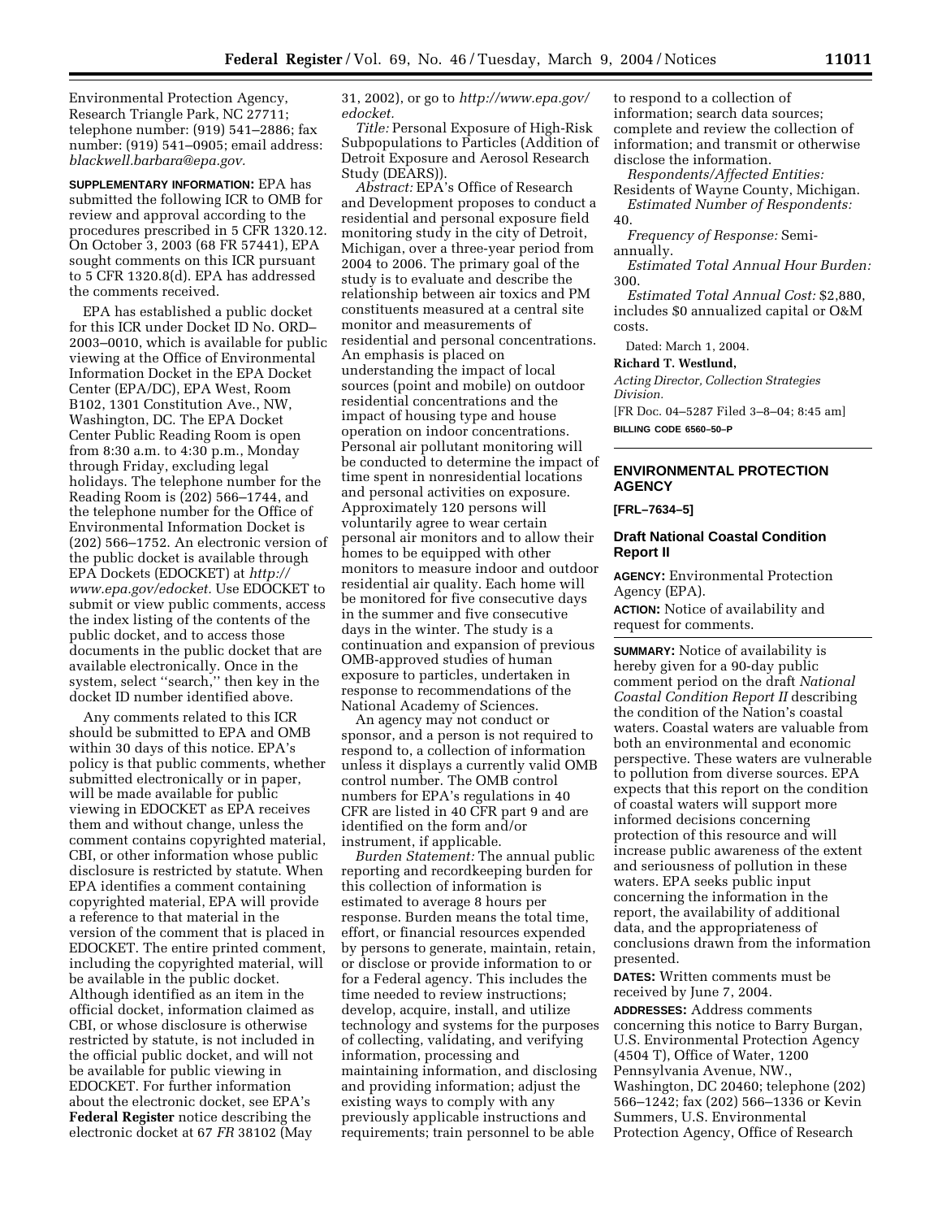Environmental Protection Agency, Research Triangle Park, NC 27711; telephone number: (919) 541–2886; fax number: (919) 541–0905; email address: *blackwell.barbara@epa.gov.*

**SUPPLEMENTARY INFORMATION:** EPA has submitted the following ICR to OMB for review and approval according to the procedures prescribed in 5 CFR 1320.12. On October 3, 2003 (68 FR 57441), EPA sought comments on this ICR pursuant to 5 CFR 1320.8(d). EPA has addressed the comments received.

EPA has established a public docket for this ICR under Docket ID No. ORD–2003–0010, which is available for public viewing at the Office of Environmental Information Docket in the EPA Docket Center (EPA/DC), EPA West, Room B102, 1301 Constitution Ave., NW, Washington, DC. The EPA Docket Center Public Reading Room is open from 8:30 a.m. to 4:30 p.m., Monday through Friday, excluding legal holidays. The telephone number for the Reading Room is (202) 566–1744, and the telephone number for the Office of Environmental Information Docket is (202) 566–1752. An electronic version of the public docket is available through EPA Dockets (EDOCKET) at *http://www.epa.gov/edocket.* Use EDOCKET to submit or view public comments, access the index listing of the contents of the public docket, and to access those documents in the public docket that are available electronically. Once in the system, select ''search,'' then key in the docket ID number identified above.

Any comments related to this ICR should be submitted to EPA and OMB within 30 days of this notice. EPA's policy is that public comments, whether submitted electronically or in paper, will be made available for public viewing in EDOCKET as EPA receives them and without change, unless the comment contains copyrighted material, CBI, or other information whose public disclosure is restricted by statute. When EPA identifies a comment containing copyrighted material, EPA will provide a reference to that material in the version of the comment that is placed in EDOCKET. The entire printed comment, including the copyrighted material, will be available in the public docket. Although identified as an item in the official docket, information claimed as CBI, or whose disclosure is otherwise restricted by statute, is not included in the official public docket, and will not be available for public viewing in EDOCKET. For further information about the electronic docket, see EPA's **Federal Register** notice describing the electronic docket at 67 *FR* 38102 (May 31, 2002), or go to *http://www.epa.gov/edocket.*

*Title:* Personal Exposure of High-Risk Subpopulations to Particles (Addition of Detroit Exposure and Aerosol Research Study (DEARS)).

*Abstract:* EPA's Office of Research and Development proposes to conduct a residential and personal exposure field monitoring study in the city of Detroit, Michigan, over a three-year period from 2004 to 2006. The primary goal of the study is to evaluate and describe the relationship between air toxics and PM constituents measured at a central site monitor and measurements of residential and personal concentrations. An emphasis is placed on understanding the impact of local sources (point and mobile) on outdoor residential concentrations and the impact of housing type and house operation on indoor concentrations. Personal air pollutant monitoring will be conducted to determine the impact of time spent in nonresidential locations and personal activities on exposure. Approximately 120 persons will voluntarily agree to wear certain personal air monitors and to allow their homes to be equipped with other monitors to measure indoor and outdoor residential air quality. Each home will be monitored for five consecutive days in the summer and five consecutive days in the winter. The study is a continuation and expansion of previous OMB-approved studies of human exposure to particles, undertaken in response to recommendations of the National Academy of Sciences.

An agency may not conduct or sponsor, and a person is not required to respond to, a collection of information unless it displays a currently valid OMB control number. The OMB control numbers for EPA's regulations in 40 CFR are listed in 40 CFR part 9 and are identified on the form and/or instrument, if applicable.

*Burden Statement:* The annual public reporting and recordkeeping burden for this collection of information is estimated to average 8 hours per response. Burden means the total time, effort, or financial resources expended by persons to generate, maintain, retain, or disclose or provide information to or for a Federal agency. This includes the time needed to review instructions; develop, acquire, install, and utilize technology and systems for the purposes of collecting, validating, and verifying information, processing and maintaining information, and disclosing and providing information; adjust the existing ways to comply with any previously applicable instructions and requirements; train personnel to be able to respond to a collection of information; search data sources; complete and review the collection of information; and transmit or otherwise disclose the information.

*Respondents/Affected Entities:* Residents of Wayne County, Michigan.

*Estimated Number of Respondents:* 40.

*Frequency of Response:* Semi-annually.

*Estimated Total Annual Hour Burden:* 300.

*Estimated Total Annual Cost:* $2,880, includes $0 annualized capital or O&M costs.

Dated: March 1, 2004.

**Richard T. Westlund,**

*Acting Director, Collection Strategies Division.*

[FR Doc. 04–5287 Filed 3–8–04; 8:45 am]

**BILLING CODE 6560–50–P**

---

## ENVIRONMENTAL PROTECTION AGENCY

**[FRL–7634–5]**

### Draft National Coastal Condition Report II

**AGENCY:** Environmental Protection Agency (EPA).

**ACTION:** Notice of availability and request for comments.

**SUMMARY:** Notice of availability is hereby given for a 90-day public comment period on the draft *National Coastal Condition Report II* describing the condition of the Nation's coastal waters. Coastal waters are valuable from both an environmental and economic perspective. These waters are vulnerable to pollution from diverse sources. EPA expects that this report on the condition of coastal waters will support more informed decisions concerning protection of this resource and will increase public awareness of the extent and seriousness of pollution in these waters. EPA seeks public input concerning the information in the report, the availability of additional data, and the appropriateness of conclusions drawn from the information presented.

**DATES:** Written comments must be received by June 7, 2004.

**ADDRESSES:** Address comments concerning this notice to Barry Burgan, U.S. Environmental Protection Agency (4504 T), Office of Water, 1200 Pennsylvania Avenue, NW., Washington, DC 20460; telephone (202) 566–1242; fax (202) 566–1336 or Kevin Summers, U.S. Environmental Protection Agency, Office of Research